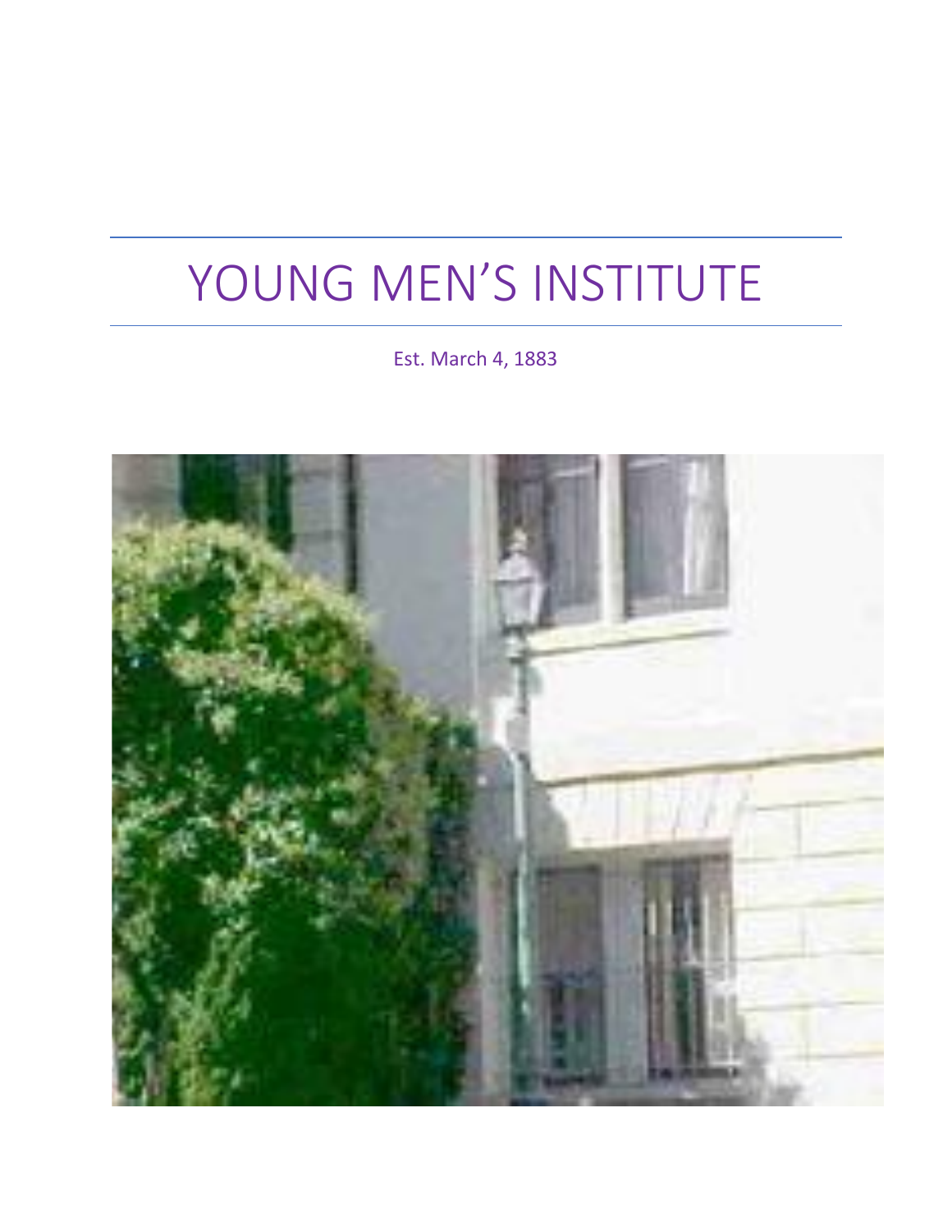# YOUNG MEN'S INSTITUTE

Est. March 4, 1883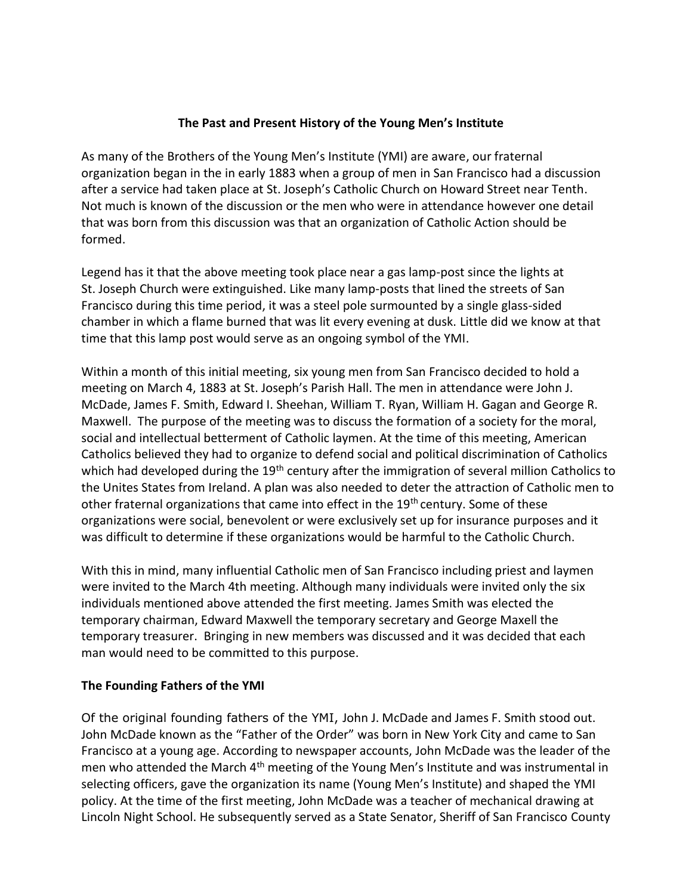**The Past and Present History of the Young Men's Institute**

As many of the Brothers of the Young Men's Institute (YMI) are aware, our fraternal organization began in the in early 1883 when a group of men in San Francisco had a discussion after a service had taken place at St. Joseph's Catholic Church on Howard Street near Tenth. Not much is known of the discussion or the men who were in attendance however one detail that was born from this discussion was that an organization of Catholic Action should be formed.

Legend has it that the above meeting took place near a gas lamp-post since the lights at St. Joseph Church were extinguished. Like many lamp-posts that lined the streets of San Francisco during this time period, it was a steel pole surmounted by a single glass-sided chamber in which a flame burned that was lit every evening at dusk. Little did we know at that time that this lamp post would serve as an ongoing symbol of the YMI.

Within a month of this initial meeting, six young men from San Francisco decided to hold a meeting on March 4, 1883 at St. Joseph's Parish Hall. The men in attendance were John J. McDade, James F. Smith, Edward I. Sheehan, William T. Ryan, William H. Gagan and George R. Maxwell. The purpose of the meeting was to discuss the formation of a society for the moral, social and intellectual betterment of Catholic laymen. At the time of this meeting, American Catholics believed they had to organize to defend social and political discrimination of Catholics which had developed during the 19th century after the immigration of several million Catholics to the Unites States from Ireland. A plan was also needed to deter the attraction of Catholic men to other fraternal organizations that came into effect in the 19th century. Some of these organizations were social, benevolent or were exclusively set up for insurance purposes and it was difficult to determine if these organizations would be harmful to the Catholic Church.

With this in mind, many influential Catholic men of San Francisco including priest and laymen were invited to the March 4th meeting. Although many individuals were invited only the six individuals mentioned above attended the first meeting. James Smith was elected the temporary chairman, Edward Maxwell the temporary secretary and George Maxell the temporary treasurer. Bringing in new members was discussed and it was decided that each man would need to be committed to this purpose.

**The Founding Fathers of the YMI**

Of the original founding fathers of the YMI, John J. McDade and James F. Smith stood out. John McDade known as the "Father of the Order" was born in New York City and came to San Francisco at a young age. According to newspaper accounts, John McDade was the leader of the men who attended the March 4th meeting of the Young Men's Institute and was instrumental in selecting officers, gave the organization its name (Young Men's Institute) and shaped the YMI policy. At the time of the first meeting, John McDade was a teacher of mechanical drawing at Lincoln Night School. He subsequently served as a State Senator, Sheriff of San Francisco County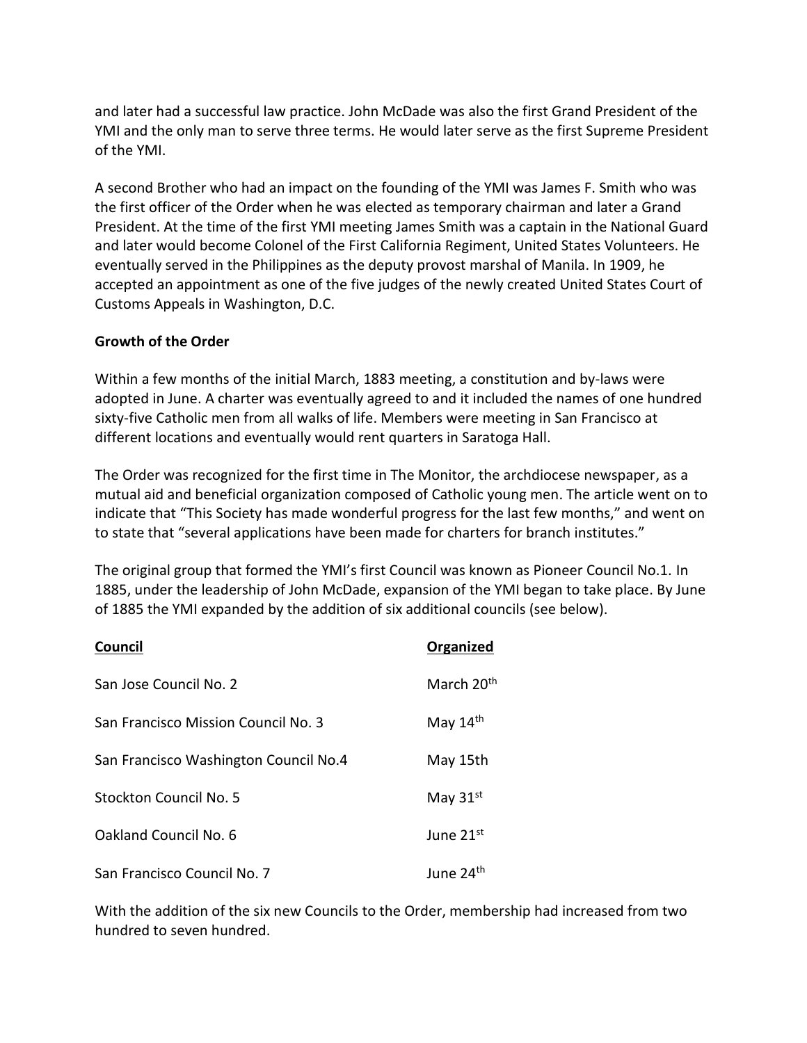and later had a successful law practice. John McDade was also the first Grand President of the YMI and the only man to serve three terms. He would later serve as the first Supreme President of the YMI.

A second Brother who had an impact on the founding of the YMI was James F. Smith who was the first officer of the Order when he was elected as temporary chairman and later a Grand President. At the time of the first YMI meeting James Smith was a captain in the National Guard and later would become Colonel of the First California Regiment, United States Volunteers. He eventually served in the Philippines as the deputy provost marshal of Manila. In 1909, he accepted an appointment as one of the five judges of the newly created United States Court of Customs Appeals in Washington, D.C.

**Growth of the Order**

Within a few months of the initial March, 1883 meeting, a constitution and by-laws were adopted in June. A charter was eventually agreed to and it included the names of one hundred sixty-five Catholic men from all walks of life. Members were meeting in San Francisco at different locations and eventually would rent quarters in Saratoga Hall.

The Order was recognized for the first time in The Monitor, the archdiocese newspaper, as a mutual aid and beneficial organization composed of Catholic young men. The article went on to indicate that "This Society has made wonderful progress for the last few months," and went on to state that "several applications have been made for charters for branch institutes."

The original group that formed the YMI's first Council was known as Pioneer Council No.1. In 1885, under the leadership of John McDade, expansion of the YMI began to take place. By June of 1885 the YMI expanded by the addition of six additional councils (see below).

| Council | Organized |
|---|---|
| San Jose Council No. 2 | March 20th |
| San Francisco Mission Council No. 3 | May 14th |
| San Francisco Washington Council No.4 | May 15th |
| Stockton Council No. 5 | May 31st |
| Oakland Council No. 6 | June 21st |
| San Francisco Council No. 7 | June 24th |

With the addition of the six new Councils to the Order, membership had increased from two hundred to seven hundred.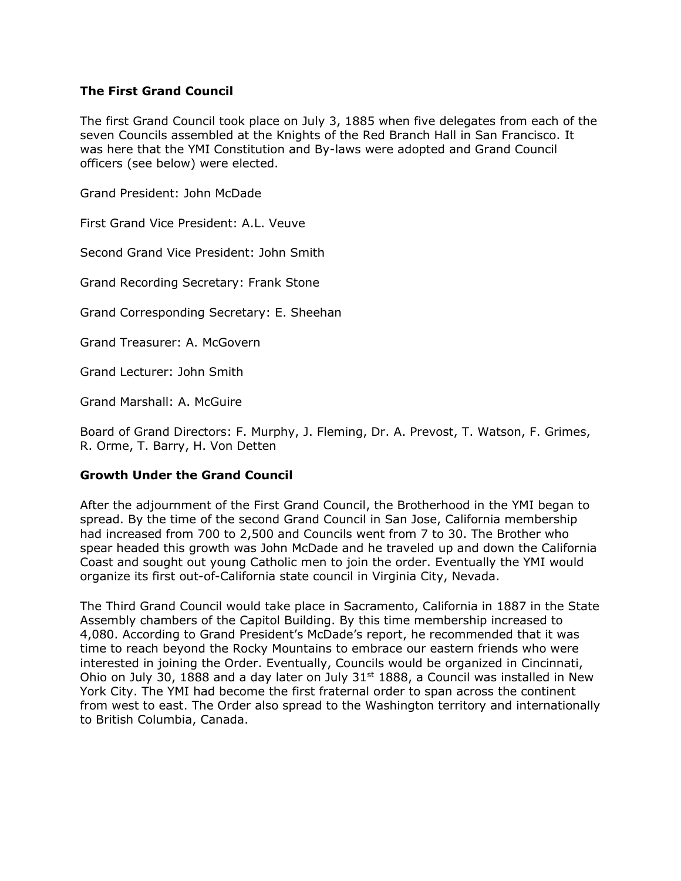### The First Grand Council

The first Grand Council took place on July 3, 1885 when five delegates from each of the seven Councils assembled at the Knights of the Red Branch Hall in San Francisco. It was here that the YMI Constitution and By-laws were adopted and Grand Council officers (see below) were elected.

Grand President: John McDade

First Grand Vice President: A.L. Veuve

Second Grand Vice President: John Smith

Grand Recording Secretary: Frank Stone

Grand Corresponding Secretary: E. Sheehan

Grand Treasurer: A. McGovern

Grand Lecturer: John Smith

Grand Marshall: A. McGuire

Board of Grand Directors: F. Murphy, J. Fleming, Dr. A. Prevost, T. Watson, F. Grimes, R. Orme, T. Barry, H. Von Detten

### Growth Under the Grand Council

After the adjournment of the First Grand Council, the Brotherhood in the YMI began to spread. By the time of the second Grand Council in San Jose, California membership had increased from 700 to 2,500 and Councils went from 7 to 30. The Brother who spear headed this growth was John McDade and he traveled up and down the California Coast and sought out young Catholic men to join the order. Eventually the YMI would organize its first out-of-California state council in Virginia City, Nevada.

The Third Grand Council would take place in Sacramento, California in 1887 in the State Assembly chambers of the Capitol Building. By this time membership increased to 4,080. According to Grand President's McDade's report, he recommended that it was time to reach beyond the Rocky Mountains to embrace our eastern friends who were interested in joining the Order. Eventually, Councils would be organized in Cincinnati, Ohio on July 30, 1888 and a day later on July 31st 1888, a Council was installed in New York City. The YMI had become the first fraternal order to span across the continent from west to east. The Order also spread to the Washington territory and internationally to British Columbia, Canada.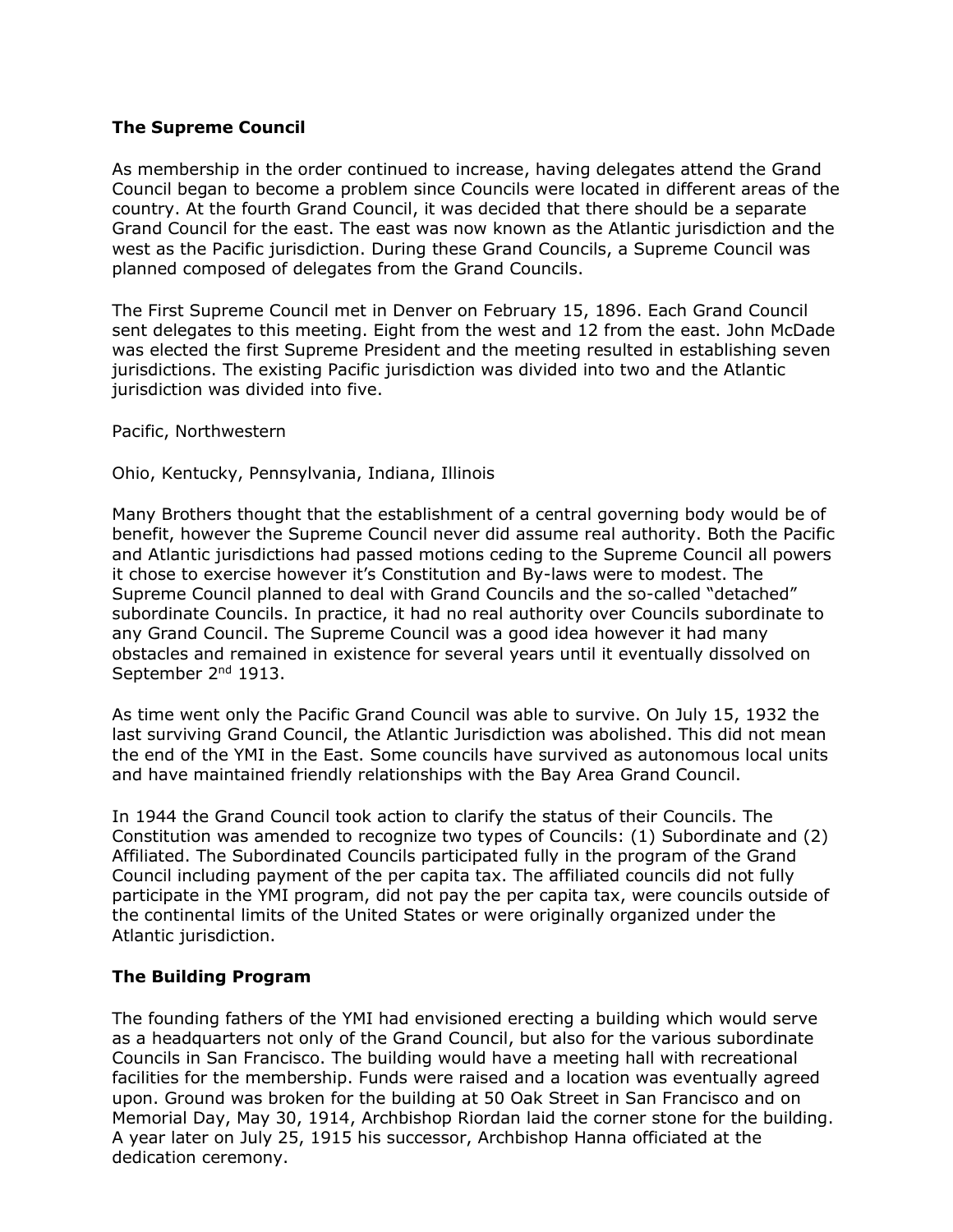### **The Supreme Council**

As membership in the order continued to increase, having delegates attend the Grand Council began to become a problem since Councils were located in different areas of the country. At the fourth Grand Council, it was decided that there should be a separate Grand Council for the east. The east was now known as the Atlantic jurisdiction and the west as the Pacific jurisdiction. During these Grand Councils, a Supreme Council was planned composed of delegates from the Grand Councils.

The First Supreme Council met in Denver on February 15, 1896. Each Grand Council sent delegates to this meeting. Eight from the west and 12 from the east. John McDade was elected the first Supreme President and the meeting resulted in establishing seven jurisdictions. The existing Pacific jurisdiction was divided into two and the Atlantic jurisdiction was divided into five.

Pacific, Northwestern

Ohio, Kentucky, Pennsylvania, Indiana, Illinois

Many Brothers thought that the establishment of a central governing body would be of benefit, however the Supreme Council never did assume real authority. Both the Pacific and Atlantic jurisdictions had passed motions ceding to the Supreme Council all powers it chose to exercise however it's Constitution and By-laws were to modest. The Supreme Council planned to deal with Grand Councils and the so-called "detached" subordinate Councils. In practice, it had no real authority over Councils subordinate to any Grand Council. The Supreme Council was a good idea however it had many obstacles and remained in existence for several years until it eventually dissolved on September 2nd 1913.

As time went only the Pacific Grand Council was able to survive. On July 15, 1932 the last surviving Grand Council, the Atlantic Jurisdiction was abolished. This did not mean the end of the YMI in the East. Some councils have survived as autonomous local units and have maintained friendly relationships with the Bay Area Grand Council.

In 1944 the Grand Council took action to clarify the status of their Councils. The Constitution was amended to recognize two types of Councils: (1) Subordinate and (2) Affiliated. The Subordinated Councils participated fully in the program of the Grand Council including payment of the per capita tax. The affiliated councils did not fully participate in the YMI program, did not pay the per capita tax, were councils outside of the continental limits of the United States or were originally organized under the Atlantic jurisdiction.

### **The Building Program**

The founding fathers of the YMI had envisioned erecting a building which would serve as a headquarters not only of the Grand Council, but also for the various subordinate Councils in San Francisco. The building would have a meeting hall with recreational facilities for the membership. Funds were raised and a location was eventually agreed upon. Ground was broken for the building at 50 Oak Street in San Francisco and on Memorial Day, May 30, 1914, Archbishop Riordan laid the corner stone for the building. A year later on July 25, 1915 his successor, Archbishop Hanna officiated at the dedication ceremony.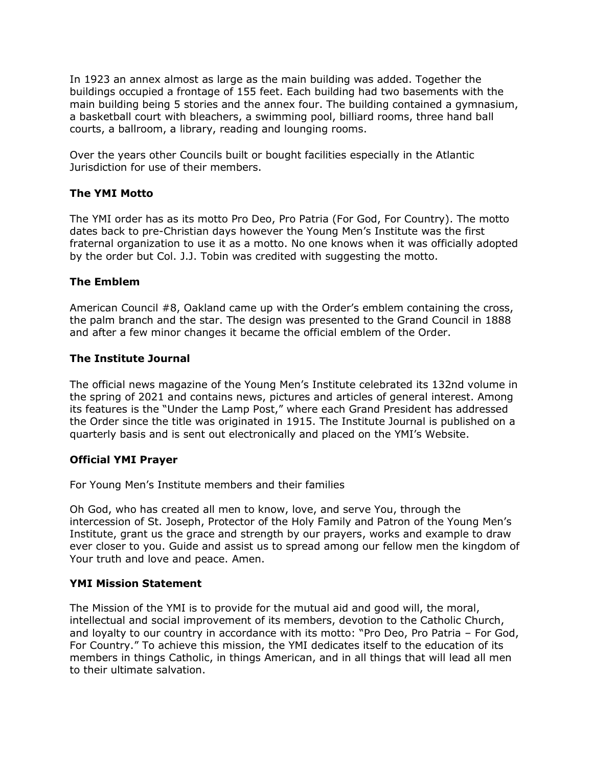In 1923 an annex almost as large as the main building was added. Together the buildings occupied a frontage of 155 feet. Each building had two basements with the main building being 5 stories and the annex four. The building contained a gymnasium, a basketball court with bleachers, a swimming pool, billiard rooms, three hand ball courts, a ballroom, a library, reading and lounging rooms.

Over the years other Councils built or bought facilities especially in the Atlantic Jurisdiction for use of their members.

**The YMI Motto**

The YMI order has as its motto Pro Deo, Pro Patria (For God, For Country). The motto dates back to pre-Christian days however the Young Men's Institute was the first fraternal organization to use it as a motto. No one knows when it was officially adopted by the order but Col. J.J. Tobin was credited with suggesting the motto.

**The Emblem**

American Council #8, Oakland came up with the Order's emblem containing the cross, the palm branch and the star. The design was presented to the Grand Council in 1888 and after a few minor changes it became the official emblem of the Order.

**The Institute Journal**

The official news magazine of the Young Men's Institute celebrated its 132nd volume in the spring of 2021 and contains news, pictures and articles of general interest. Among its features is the "Under the Lamp Post," where each Grand President has addressed the Order since the title was originated in 1915. The Institute Journal is published on a quarterly basis and is sent out electronically and placed on the YMI's Website.

**Official YMI Prayer**

For Young Men's Institute members and their families

Oh God, who has created all men to know, love, and serve You, through the intercession of St. Joseph, Protector of the Holy Family and Patron of the Young Men's Institute, grant us the grace and strength by our prayers, works and example to draw ever closer to you. Guide and assist us to spread among our fellow men the kingdom of Your truth and love and peace. Amen.

**YMI Mission Statement**

The Mission of the YMI is to provide for the mutual aid and good will, the moral, intellectual and social improvement of its members, devotion to the Catholic Church, and loyalty to our country in accordance with its motto: "Pro Deo, Pro Patria – For God, For Country." To achieve this mission, the YMI dedicates itself to the education of its members in things Catholic, in things American, and in all things that will lead all men to their ultimate salvation.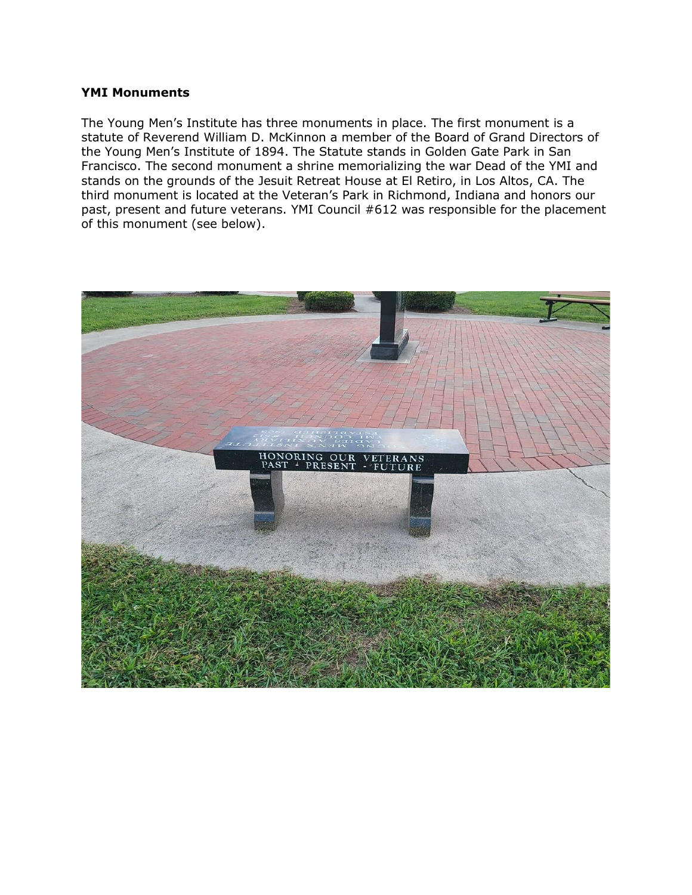**YMI Monuments**

The Young Men's Institute has three monuments in place. The first monument is a statute of Reverend William D. McKinnon a member of the Board of Grand Directors of the Young Men's Institute of 1894. The Statute stands in Golden Gate Park in San Francisco. The second monument a shrine memorializing the war Dead of the YMI and stands on the grounds of the Jesuit Retreat House at El Retiro, in Los Altos, CA. The third monument is located at the Veteran's Park in Richmond, Indiana and honors our past, present and future veterans. YMI Council #612 was responsible for the placement of this monument (see below).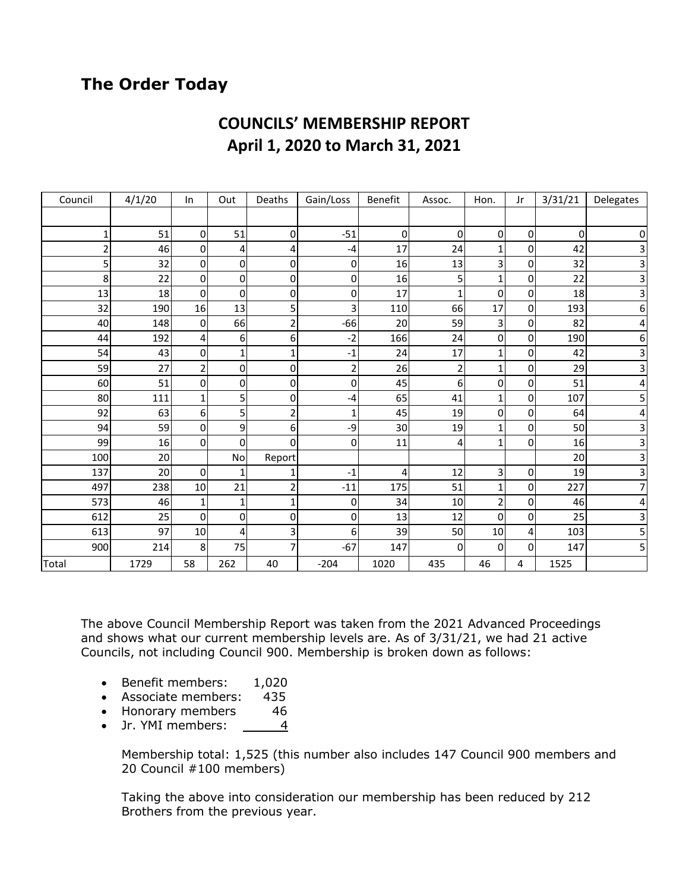## The Order Today

# COUNCILS' MEMBERSHIP REPORT
# April 1, 2020 to March 31, 2021

| Council | 4/1/20 | In | Out | Deaths | Gain/Loss | Benefit | Assoc. | Hon. | Jr | 3/31/21 | Delegates |
|---|---|---|---|---|---|---|---|---|---|---|---|
| | | | | | | | | | | | |
| 1 | 51 | 0 | 51 | 0 | -51 | 0 | 0 | 0 | 0 | 0 | 0 |
| 2 | 46 | 0 | 4 | 4 | -4 | 17 | 24 | 1 | 0 | 42 | 3 |
| 5 | 32 | 0 | 0 | 0 | 0 | 16 | 13 | 3 | 0 | 32 | 3 |
| 8 | 22 | 0 | 0 | 0 | 0 | 16 | 5 | 1 | 0 | 22 | 3 |
| 13 | 18 | 0 | 0 | 0 | 0 | 17 | 1 | 0 | 0 | 18 | 3 |
| 32 | 190 | 16 | 13 | 5 | 3 | 110 | 66 | 17 | 0 | 193 | 6 |
| 40 | 148 | 0 | 66 | 2 | -66 | 20 | 59 | 3 | 0 | 82 | 4 |
| 44 | 192 | 4 | 6 | 6 | -2 | 166 | 24 | 0 | 0 | 190 | 6 |
| 54 | 43 | 0 | 1 | 1 | -1 | 24 | 17 | 1 | 0 | 42 | 3 |
| 59 | 27 | 2 | 0 | 0 | 2 | 26 | 2 | 1 | 0 | 29 | 3 |
| 60 | 51 | 0 | 0 | 0 | 0 | 45 | 6 | 0 | 0 | 51 | 4 |
| 80 | 111 | 1 | 5 | 0 | -4 | 65 | 41 | 1 | 0 | 107 | 5 |
| 92 | 63 | 6 | 5 | 2 | 1 | 45 | 19 | 0 | 0 | 64 | 4 |
| 94 | 59 | 0 | 9 | 6 | -9 | 30 | 19 | 1 | 0 | 50 | 3 |
| 99 | 16 | 0 | 0 | 0 | 0 | 11 | 4 | 1 | 0 | 16 | 3 |
| 100 | 20 | | No | Report | | | | | | 20 | 3 |
| 137 | 20 | 0 | 1 | 1 | -1 | 4 | 12 | 3 | 0 | 19 | 3 |
| 497 | 238 | 10 | 21 | 2 | -11 | 175 | 51 | 1 | 0 | 227 | 7 |
| 573 | 46 | 1 | 1 | 1 | 0 | 34 | 10 | 2 | 0 | 46 | 4 |
| 612 | 25 | 0 | 0 | 0 | 0 | 13 | 12 | 0 | 0 | 25 | 3 |
| 613 | 97 | 10 | 4 | 3 | 6 | 39 | 50 | 10 | 4 | 103 | 5 |
| 900 | 214 | 8 | 75 | 7 | -67 | 147 | 0 | 0 | 0 | 147 | 5 |
| Total | 1729 | 58 | 262 | 40 | -204 | 1020 | 435 | 46 | 4 | 1525 | |

The above Council Membership Report was taken from the 2021 Advanced Proceedings and shows what our current membership levels are. As of 3/31/21, we had 21 active Councils, not including Council 900. Membership is broken down as follows:

- Benefit members: 1,020
- Associate members: 435
- Honorary members 46
- Jr. YMI members: 4

Membership total: 1,525 (this number also includes 147 Council 900 members and 20 Council #100 members)

Taking the above into consideration our membership has been reduced by 212 Brothers from the previous year.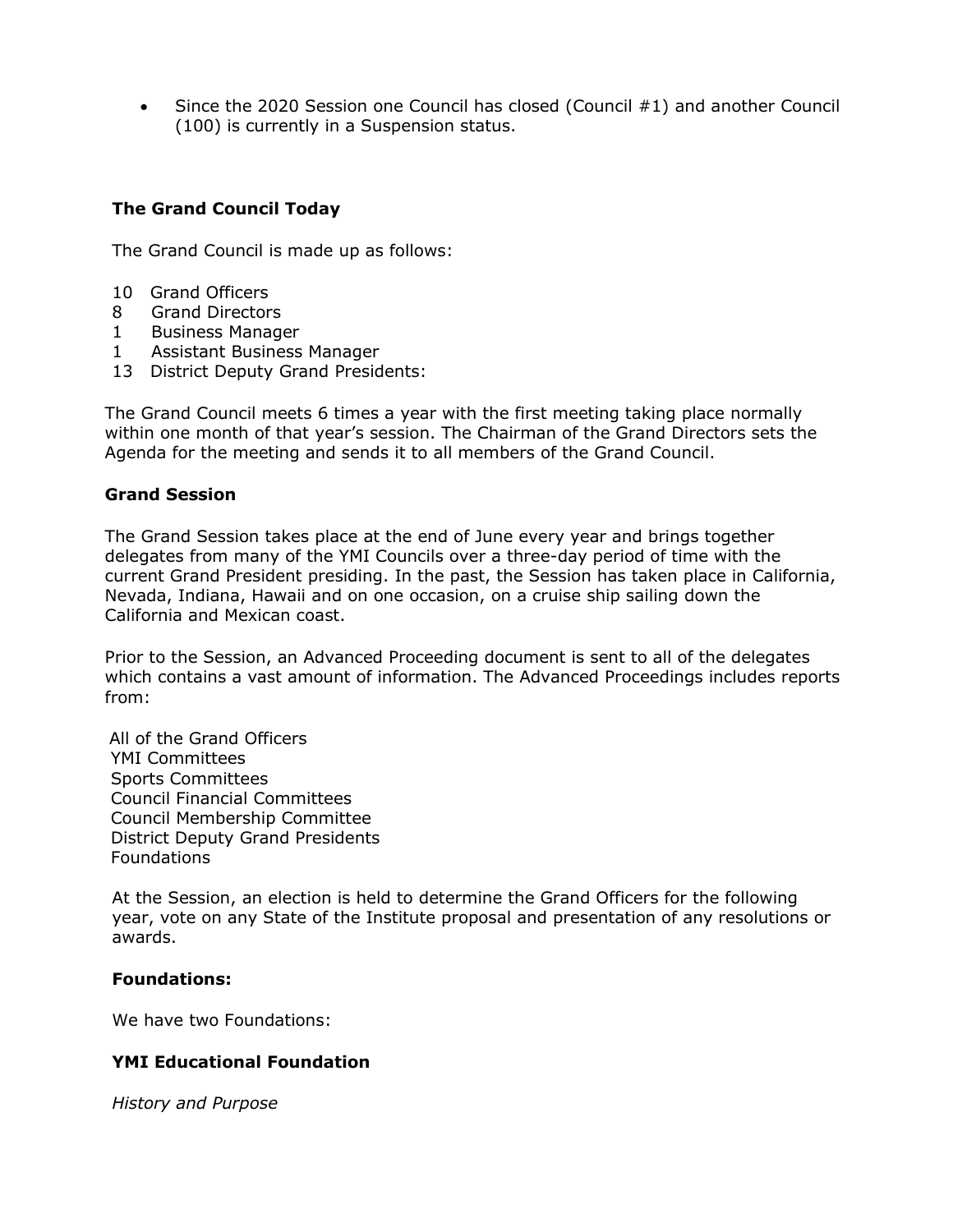- Since the 2020 Session one Council has closed (Council #1) and another Council (100) is currently in a Suspension status.

**The Grand Council Today**

The Grand Council is made up as follows:

10 Grand Officers
8 Grand Directors
1 Business Manager
1 Assistant Business Manager
13 District Deputy Grand Presidents:

The Grand Council meets 6 times a year with the first meeting taking place normally within one month of that year's session. The Chairman of the Grand Directors sets the Agenda for the meeting and sends it to all members of the Grand Council.

**Grand Session**

The Grand Session takes place at the end of June every year and brings together delegates from many of the YMI Councils over a three-day period of time with the current Grand President presiding. In the past, the Session has taken place in California, Nevada, Indiana, Hawaii and on one occasion, on a cruise ship sailing down the California and Mexican coast.

Prior to the Session, an Advanced Proceeding document is sent to all of the delegates which contains a vast amount of information. The Advanced Proceedings includes reports from:

All of the Grand Officers
YMI Committees
Sports Committees
Council Financial Committees
Council Membership Committee
District Deputy Grand Presidents
Foundations

At the Session, an election is held to determine the Grand Officers for the following year, vote on any State of the Institute proposal and presentation of any resolutions or awards.

**Foundations:**

We have two Foundations:

**YMI Educational Foundation**

*History and Purpose*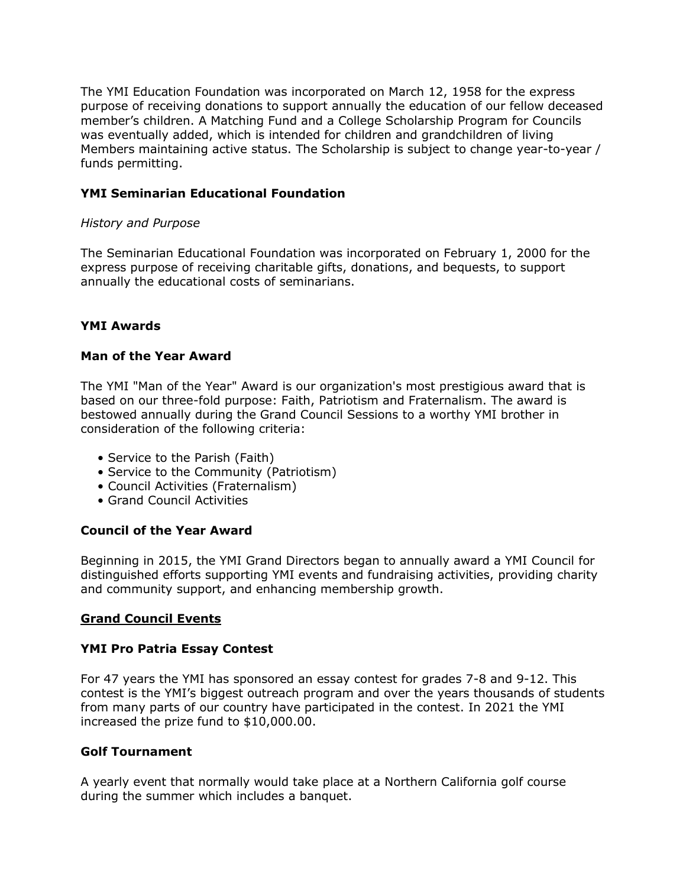The YMI Education Foundation was incorporated on March 12, 1958 for the express purpose of receiving donations to support annually the education of our fellow deceased member's children. A Matching Fund and a College Scholarship Program for Councils was eventually added, which is intended for children and grandchildren of living Members maintaining active status. The Scholarship is subject to change year-to-year / funds permitting.

### YMI Seminarian Educational Foundation

*History and Purpose*

The Seminarian Educational Foundation was incorporated on February 1, 2000 for the express purpose of receiving charitable gifts, donations, and bequests, to support annually the educational costs of seminarians.

### YMI Awards

### Man of the Year Award

The YMI "Man of the Year" Award is our organization's most prestigious award that is based on our three-fold purpose: Faith, Patriotism and Fraternalism. The award is bestowed annually during the Grand Council Sessions to a worthy YMI brother in consideration of the following criteria:

- Service to the Parish (Faith)
- Service to the Community (Patriotism)
- Council Activities (Fraternalism)
- Grand Council Activities

### Council of the Year Award

Beginning in 2015, the YMI Grand Directors began to annually award a YMI Council for distinguished efforts supporting YMI events and fundraising activities, providing charity and community support, and enhancing membership growth.

### <u>Grand Council Events</u>

### YMI Pro Patria Essay Contest

For 47 years the YMI has sponsored an essay contest for grades 7-8 and 9-12. This contest is the YMI's biggest outreach program and over the years thousands of students from many parts of our country have participated in the contest. In 2021 the YMI increased the prize fund to $10,000.00.

### Golf Tournament

A yearly event that normally would take place at a Northern California golf course during the summer which includes a banquet.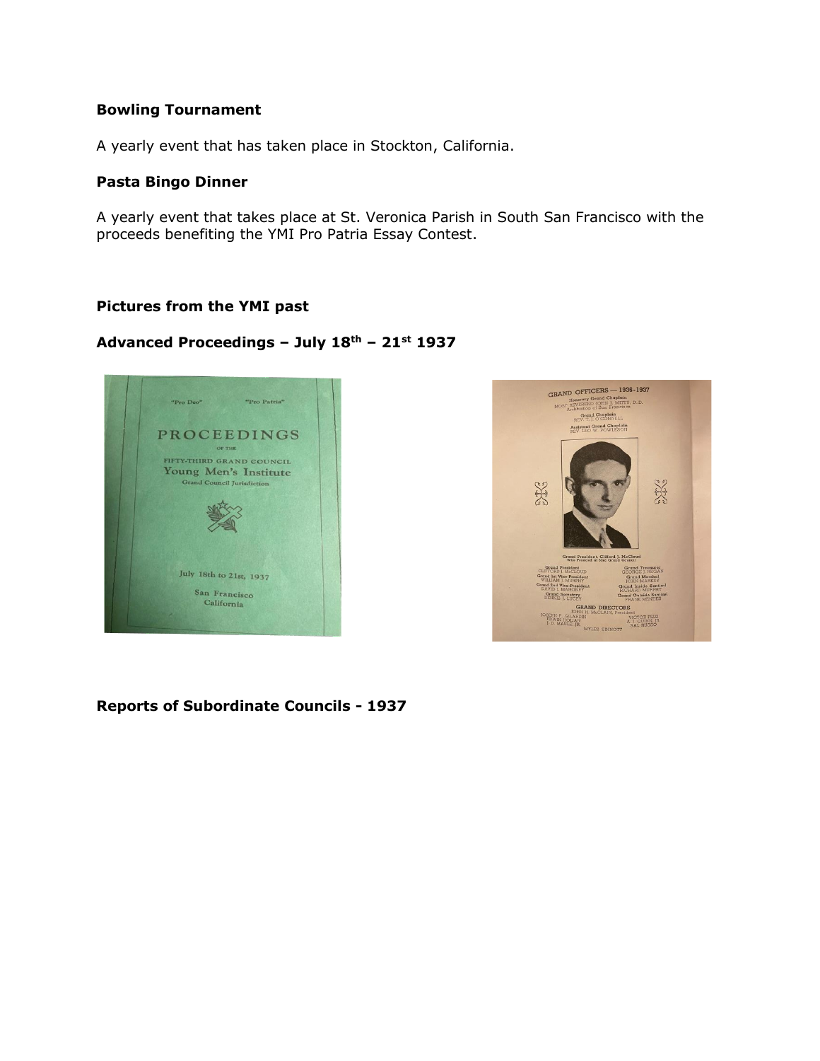### Bowling Tournament

A yearly event that has taken place in Stockton, California.

### Pasta Bingo Dinner

A yearly event that takes place at St. Veronica Parish in South San Francisco with the proceeds benefiting the YMI Pro Patria Essay Contest.

### Pictures from the YMI past

### Advanced Proceedings – July 18th – 21st 1937

### Reports of Subordinate Councils - 1937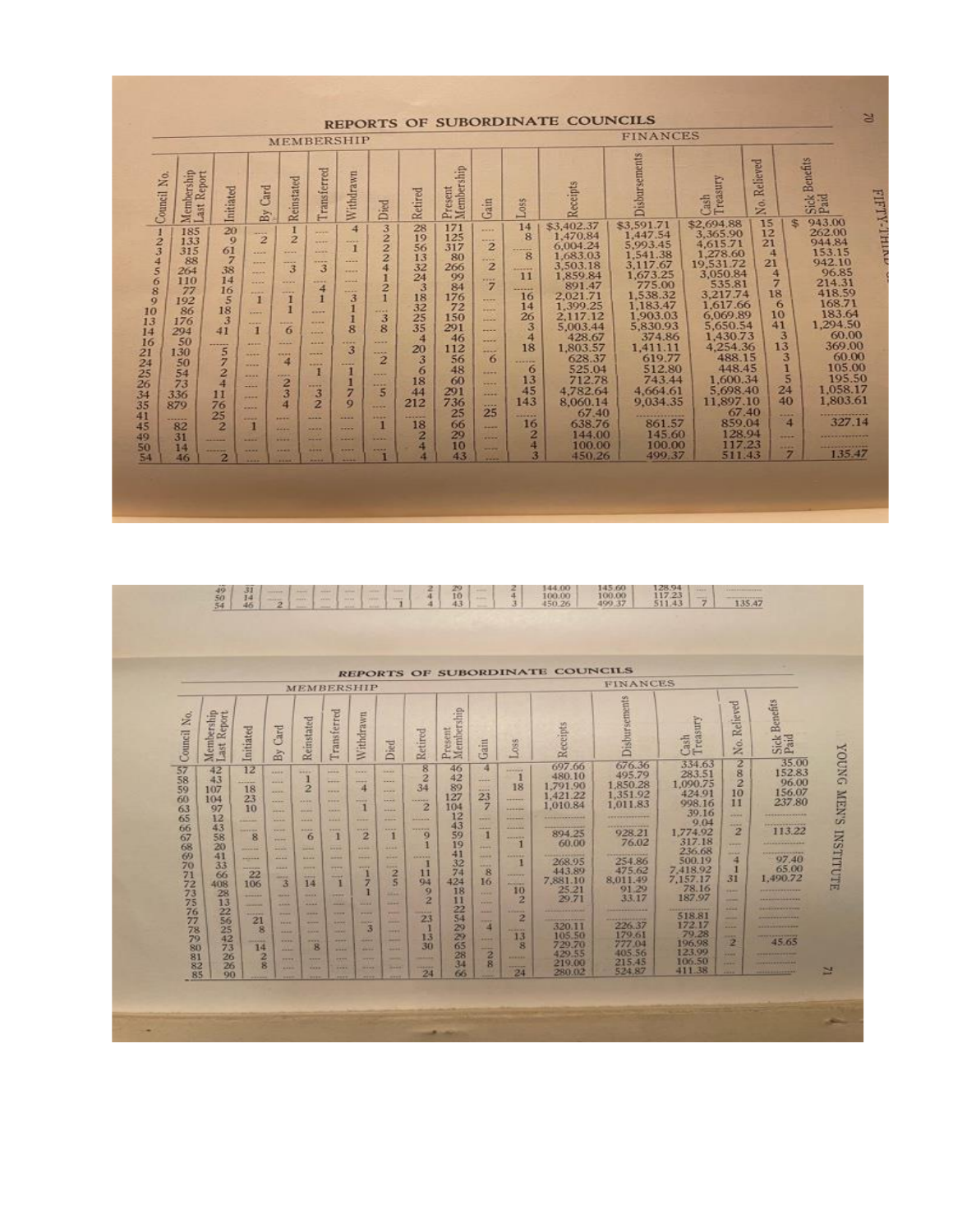## REPORTS OF SUBORDINATE COUNCILS

| | MEMBERSHIP | | | | | | | | | | | FINANCES | | | | |
|---|---|---|---|---|---|---|---|---|---|---|---|---|---|---|---|---|
| Council No. | Membership Last Report | Initiated | By Card | Reinstated | Transferred | Withdrawn | Died | Retired | Present Membership | Gain | Loss | Receipts | Disbursements | Cash Treasury | No. Relieved | Sick Benefits Paid |
| 1 | 185 | 20 | | 1 | | 4 | 3 | 28 | 171 | | 14 | $3,402.37 | $3,591.71 | $2,694.88 | 15 | $ 943.00 |
| 2 | 133 | 9 | 2 | 2 | | | 2 | 19 | 125 | | 8 | 1,470.84 | 1,447.54 | 3,365.90 | 12 | 262.00 |
| 3 | 315 | 61 | | | | 1 | 2 | 56 | 317 | 2 | | 6,004.24 | 5,993.45 | 4,615.71 | 21 | 944.84 |
| 4 | 88 | 7 | | | | | 2 | 13 | 80 | | 8 | 1,683.03 | 1,541.38 | 1,278.60 | 4 | 153.15 |
| 5 | 264 | 38 | | 3 | 3 | | 4 | 32 | 266 | 2 | | 3,503.18 | 3,117.67 | 19,531.72 | 21 | 942.10 |
| 6 | 110 | 14 | | | | | 1 | 24 | 99 | | 11 | 1,859.84 | 1,673.25 | 3,050.84 | 4 | 96.85 |
| 8 | 77 | 16 | | | 4 | | 2 | 3 | 84 | 7 | | 891.47 | 775.00 | 535.81 | 7 | 214.31 |
| 9 | 192 | 5 | 1 | 1 | 1 | 3 | 1 | 18 | 176 | | 16 | 2,021.71 | 1,538.32 | 3,217.74 | 18 | 418.59 |
| 10 | 86 | 18 | | 1 | | 1 | | 32 | 72 | | 14 | 1,399.25 | 1,183.47 | 1,617.66 | 6 | 168.71 |
| 13 | 176 | 3 | | | | 1 | 3 | 25 | 150 | | 26 | 2,117.12 | 1,903.03 | 6,069.89 | 10 | 183.64 |
| 14 | 294 | 41 | 1 | 6 | | 8 | 8 | 35 | 291 | | 3 | 5,003.44 | 5,830.93 | 5,650.54 | 41 | 1,294.50 |
| 16 | 50 | | | | | | | 4 | 46 | | 4 | 428.67 | 374.86 | 1,430.73 | 3 | 60.00 |
| 21 | 130 | 5 | | | | 3 | | 20 | 112 | | 18 | 1,803.57 | 1,411.11 | 4,254.36 | 13 | 369.00 |
| 24 | 50 | 7 | | 4 | | | 2 | 3 | 56 | 6 | | 628.37 | 619.77 | 488.15 | 3 | 60.00 |
| 25 | 54 | 2 | | | 1 | 1 | | 6 | 48 | | 6 | 525.04 | 512.80 | 448.45 | 1 | 105.00 |
| 26 | 73 | 4 | | 2 | | 1 | | 18 | 60 | | 13 | 712.78 | 743.44 | 1,600.34 | 5 | 195.50 |
| 34 | 336 | 11 | | 3 | 3 | 7 | 5 | 44 | 291 | | 45 | 4,782.64 | 4,664.61 | 5,698.40 | 24 | 1,058.17 |
| 35 | 879 | 76 | | 4 | 2 | 9 | | 212 | 736 | | 143 | 8,060.14 | 9,034.35 | 11,897.10 | 40 | 1,803.61 |
| 41 | | 25 | | | | | | | 25 | 25 | | 67.40 | | 67.40 | | |
| 45 | 82 | 2 | 1 | | | | 1 | 18 | 66 | | 16 | 638.76 | 861.57 | 859.04 | 4 | 327.14 |
| 49 | 31 | | | | | | | 2 | 29 | | 2 | 144.00 | 145.60 | 128.94 | | |
| 50 | 14 | | | | | | | 4 | 10 | | 4 | 100.00 | 100.00 | 117.23 | | |
| 54 | 46 | 2 | | | | | 1 | 4 | 43 | | 3 | 450.26 | 499.37 | 511.43 | 7 | 135.47 |

## REPORTS OF SUBORDINATE COUNCILS

| | MEMBERSHIP | | | | | | | | | | | FINANCES | | | | |
|---|---|---|---|---|---|---|---|---|---|---|---|---|---|---|---|---|
| Council No. | Membership Last Report | Initiated | By Card | Reinstated | Transferred | Withdrawn | Died | Retired | Present Membership | Gain | Loss | Receipts | Disbursements | Cash Treasury | No. Relieved | Sick Benefits Paid |
| 57 | 42 | 12 | | | | | | 8 | 46 | 4 | | 697.66 | 676.36 | 334.63 | 2 | 35.00 |
| 58 | 43 | | | 1 | | | | 2 | 42 | | 1 | 480.10 | 495.79 | 283.51 | 8 | 152.83 |
| 59 | 107 | 18 | | 2 | | 4 | | 34 | 89 | | 18 | 1,791.90 | 1,850.28 | 1,090.75 | 2 | 96.00 |
| 60 | 104 | 23 | | | | | | | 127 | 23 | | 1,421.22 | 1,351.92 | 424.91 | 10 | 156.07 |
| 63 | 97 | 10 | | | | 1 | | 2 | 104 | 7 | | 1,010.84 | 1,011.83 | 998.16 | 11 | 237.80 |
| 65 | 12 | | | | | | | | 12 | | | | | 39.16 | | |
| 66 | 43 | | | | | | | | 43 | | | | | 9.04 | | |
| 67 | 58 | 8 | | 6 | 1 | 2 | 1 | 9 | 59 | 1 | | 894.25 | 928.21 | 1,774.92 | 2 | 113.22 |
| 68 | 20 | | | | | | | 1 | 19 | | 1 | 60.00 | 76.02 | 317.18 | | |
| 69 | 41 | | | | | | | | 41 | | | | | 236.68 | | |
| 70 | 33 | | | | | | | 1 | 32 | | 1 | 268.95 | 254.86 | 500.19 | 4 | 97.40 |
| 71 | 66 | 22 | | | | 1 | 2 | 11 | 74 | 8 | | 443.89 | 475.62 | 7,418.92 | 1 | 65.00 |
| 72 | 408 | 106 | 3 | 14 | 1 | 7 | 5 | 94 | 424 | 16 | | 7,881.10 | 8,011.49 | 7,157.17 | 31 | 1,490.72 |
| 73 | 28 | | | | | 1 | | 9 | 18 | | 10 | 25.21 | 91.29 | 78.16 | | |
| 75 | 13 | | | | | | | 2 | 11 | | 2 | 29.71 | 33.17 | 187.97 | | |
| 76 | 22 | | | | | | | | 22 | | | | | | | |
| 77 | 56 | 21 | | | | | | 23 | 54 | | 2 | | | 518.81 | | |
| 78 | 25 | 8 | | | | 3 | | 1 | 29 | 4 | | 320.11 | 226.37 | 172.17 | | |
| 79 | 42 | | | | | | | 13 | 29 | | 13 | 105.50 | 179.61 | 79.28 | | |
| 80 | 73 | 14 | | 8 | | | | 30 | 65 | | 8 | 729.70 | 777.04 | 196.98 | 2 | 45.65 |
| 81 | 26 | 2 | | | | | | | 28 | 2 | | 429.55 | 405.56 | 123.99 | | |
| 82 | 26 | 8 | | | | | | | 34 | 8 | | 219.00 | 215.45 | 106.50 | | |
| 85 | 90 | | | | | | | 24 | 66 | | 24 | 280.02 | 524.87 | 411.38 | | |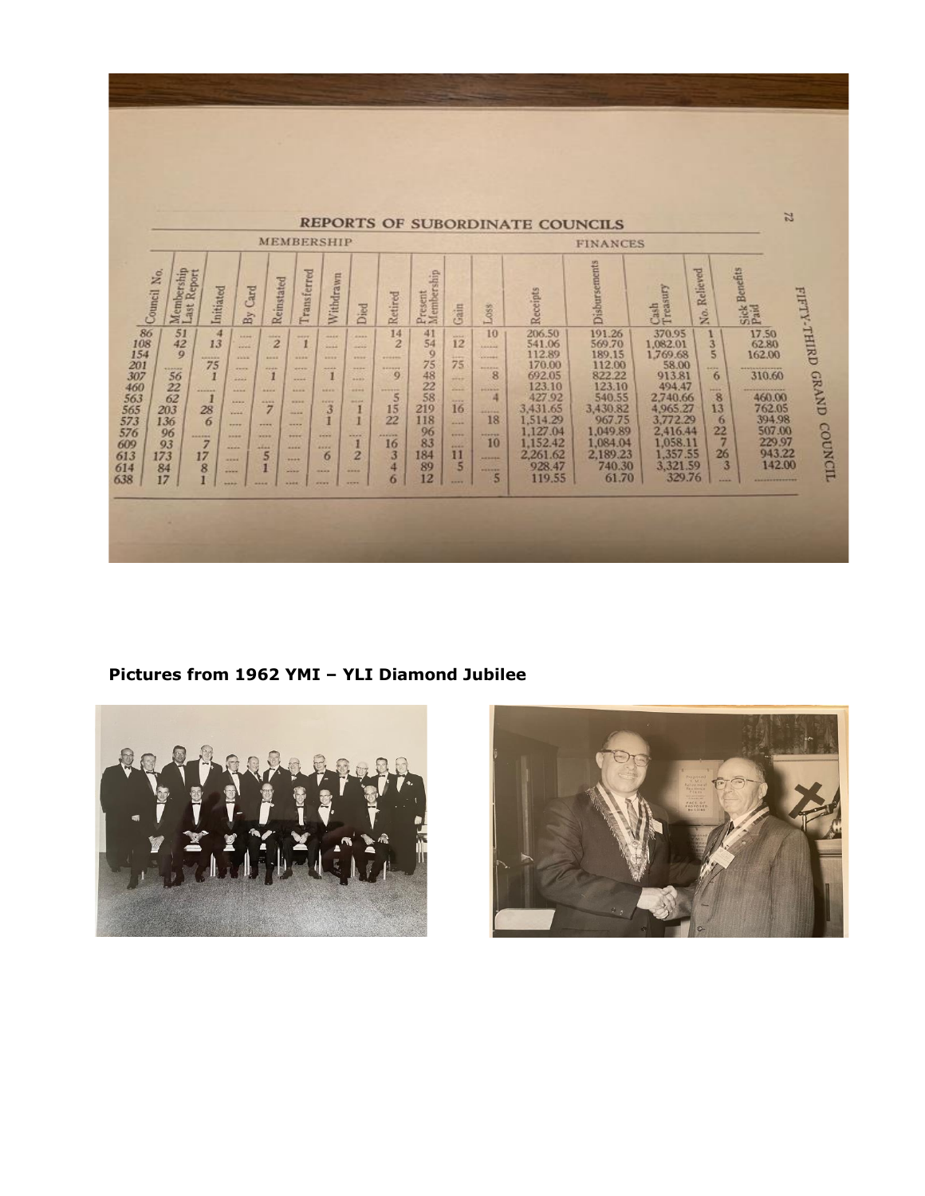## REPORTS OF SUBORDINATE COUNCILS

| | MEMBERSHIP | | | | | | | | | | | FINANCES | | | | |
|---|---|---|---|---|---|---|---|---|---|---|---|---|---|---|---|---|
| Council No. | Membership Last Report | Initiated | By Card | Reinstated | Transferred | Withdrawn | Died | Retired | Present Membership | Gain | Loss | Receipts | Disbursements | Cash Treasury | No. Relieved | Sick Benefits Paid |
| 86 | 51 | 4 | ---- | ---- | ---- | ---- | ---- | 14 | 41 | ---- | 10 | 206.50 | 191.26 | 370.95 | 1 | 17.50 |
| 108 | 42 | 13 | ---- | 2 | 1 | ---- | ---- | 2 | 54 | 12 | ------ | 541.06 | 569.70 | 1,082.01 | 3 | 62.80 |
| 154 | 9 | ------ | ---- | ---- | ---- | ---- | ---- | ------ | 9 | ---- | ------ | 112.89 | 189.15 | 1,769.68 | 5 | 162.00 |
| 201 | ------ | 75 | ---- | ---- | ---- | ---- | ---- | ------ | 75 | 75 | ------ | 170.00 | 112.00 | 58.00 | ---- | ------ |
| 307 | 56 | 1 | ---- | 1 | ---- | 1 | ---- | 9 | 48 | ---- | 8 | 692.05 | 822.22 | 913.81 | 6 | 310.60 |
| 460 | 22 | ------ | ---- | ---- | ---- | ---- | ---- | ------ | 22 | ---- | ------ | 123.10 | 123.10 | 494.47 | ---- | ------ |
| 563 | 62 | 1 | ---- | ---- | ---- | ---- | ---- | 5 | 58 | ---- | 4 | 427.92 | 540.55 | 2,740.66 | 8 | 460.00 |
| 565 | 203 | 28 | ---- | 7 | ---- | 3 | 1 | 15 | 219 | 16 | ------ | 3,431.65 | 3,430.82 | 4,965.27 | 13 | 762.05 |
| 573 | 136 | 6 | ---- | ---- | ---- | 1 | 1 | 22 | 118 | ---- | 18 | 1,514.29 | 967.75 | 3,772.29 | 6 | 394.98 |
| 576 | 96 | ------ | ---- | ---- | ---- | ---- | ---- | ------ | 96 | ---- | ------ | 1,127.04 | 1,049.89 | 2,416.44 | 22 | 507.00 |
| 609 | 93 | 7 | ---- | ---- | ---- | ---- | 1 | 16 | 83 | ---- | 10 | 1,152.42 | 1,084.04 | 1,058.11 | 7 | 229.97 |
| 613 | 173 | 17 | ---- | 5 | ---- | 6 | 2 | 3 | 184 | 11 | ------ | 2,261.62 | 2,189.23 | 1,357.55 | 26 | 943.22 |
| 614 | 84 | 8 | ---- | 1 | ---- | ---- | ---- | 4 | 89 | 5 | ------ | 928.47 | 740.30 | 3,321.59 | 3 | 142.00 |
| 638 | 17 | 1 | ---- | ---- | ---- | ---- | ---- | 6 | 12 | ---- | 5 | 119.55 | 61.70 | 329.76 | ---- | ------ |

**Pictures from 1962 YMI – YLI Diamond Jubilee**